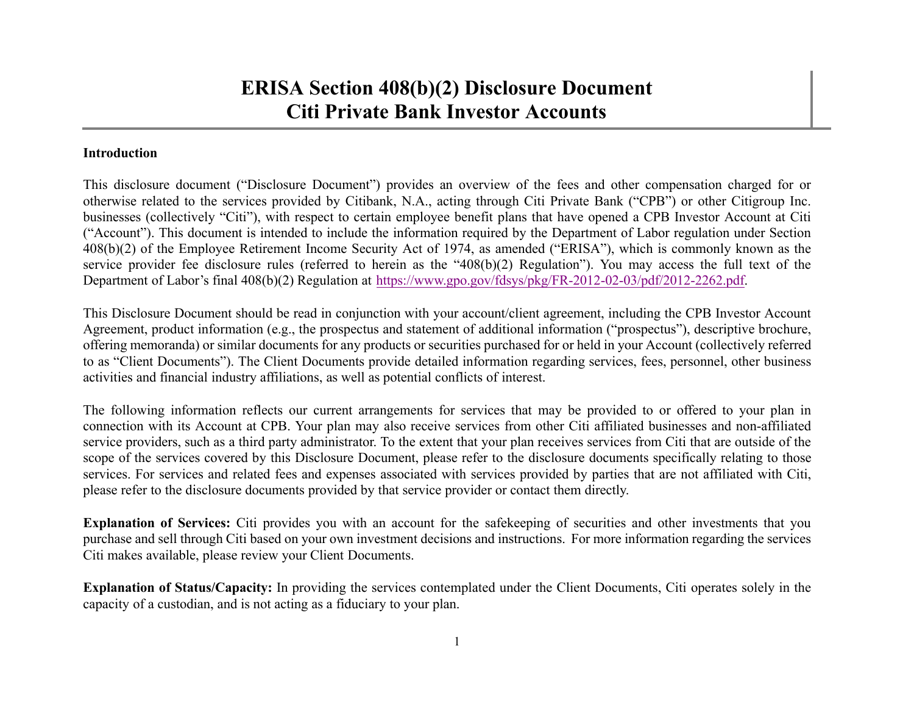# ERISA Section 408(b)(2) Disclosure Document
# Citi Private Bank Investor Accounts

**Introduction**

This disclosure document ("Disclosure Document") provides an overview of the fees and other compensation charged for or otherwise related to the services provided by Citibank, N.A., acting through Citi Private Bank ("CPB") or other Citigroup Inc. businesses (collectively "Citi"), with respect to certain employee benefit plans that have opened a CPB Investor Account at Citi ("Account"). This document is intended to include the information required by the Department of Labor regulation under Section 408(b)(2) of the Employee Retirement Income Security Act of 1974, as amended ("ERISA"), which is commonly known as the service provider fee disclosure rules (referred to herein as the "408(b)(2) Regulation"). You may access the full text of the Department of Labor's final 408(b)(2) Regulation at https://www.gpo.gov/fdsys/pkg/FR-2012-02-03/pdf/2012-2262.pdf.

This Disclosure Document should be read in conjunction with your account/client agreement, including the CPB Investor Account Agreement, product information (e.g., the prospectus and statement of additional information ("prospectus"), descriptive brochure, offering memoranda) or similar documents for any products or securities purchased for or held in your Account (collectively referred to as "Client Documents"). The Client Documents provide detailed information regarding services, fees, personnel, other business activities and financial industry affiliations, as well as potential conflicts of interest.

The following information reflects our current arrangements for services that may be provided to or offered to your plan in connection with its Account at CPB. Your plan may also receive services from other Citi affiliated businesses and non-affiliated service providers, such as a third party administrator. To the extent that your plan receives services from Citi that are outside of the scope of the services covered by this Disclosure Document, please refer to the disclosure documents specifically relating to those services. For services and related fees and expenses associated with services provided by parties that are not affiliated with Citi, please refer to the disclosure documents provided by that service provider or contact them directly.

**Explanation of Services:** Citi provides you with an account for the safekeeping of securities and other investments that you purchase and sell through Citi based on your own investment decisions and instructions. For more information regarding the services Citi makes available, please review your Client Documents.

**Explanation of Status/Capacity:** In providing the services contemplated under the Client Documents, Citi operates solely in the capacity of a custodian, and is not acting as a fiduciary to your plan.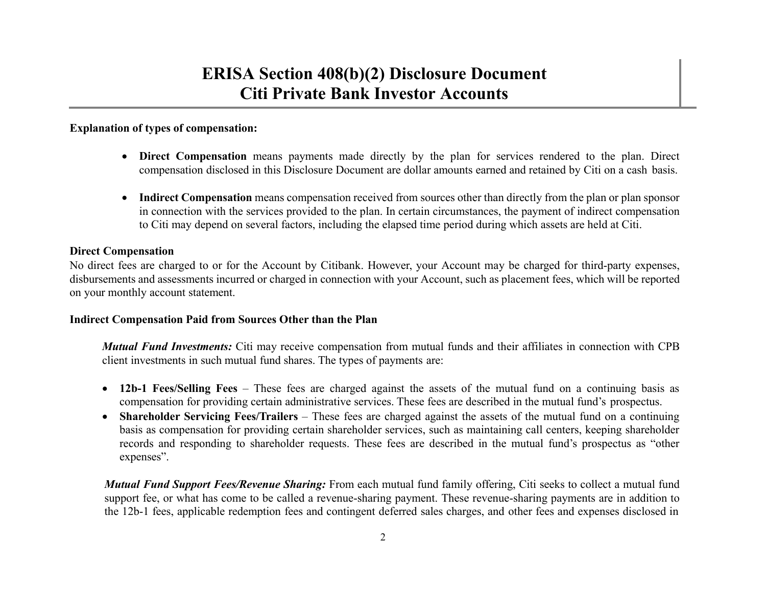# ERISA Section 408(b)(2) Disclosure Document
# Citi Private Bank Investor Accounts

**Explanation of types of compensation:**

- **Direct Compensation** means payments made directly by the plan for services rendered to the plan. Direct compensation disclosed in this Disclosure Document are dollar amounts earned and retained by Citi on a cash basis.

- **Indirect Compensation** means compensation received from sources other than directly from the plan or plan sponsor in connection with the services provided to the plan. In certain circumstances, the payment of indirect compensation to Citi may depend on several factors, including the elapsed time period during which assets are held at Citi.

**Direct Compensation**

No direct fees are charged to or for the Account by Citibank. However, your Account may be charged for third-party expenses, disbursements and assessments incurred or charged in connection with your Account, such as placement fees, which will be reported on your monthly account statement.

**Indirect Compensation Paid from Sources Other than the Plan**

***Mutual Fund Investments:*** Citi may receive compensation from mutual funds and their affiliates in connection with CPB client investments in such mutual fund shares. The types of payments are:

- **12b-1 Fees/Selling Fees** – These fees are charged against the assets of the mutual fund on a continuing basis as compensation for providing certain administrative services. These fees are described in the mutual fund's prospectus.
- **Shareholder Servicing Fees/Trailers** – These fees are charged against the assets of the mutual fund on a continuing basis as compensation for providing certain shareholder services, such as maintaining call centers, keeping shareholder records and responding to shareholder requests. These fees are described in the mutual fund's prospectus as "other expenses".

***Mutual Fund Support Fees/Revenue Sharing:*** From each mutual fund family offering, Citi seeks to collect a mutual fund support fee, or what has come to be called a revenue-sharing payment. These revenue-sharing payments are in addition to the 12b-1 fees, applicable redemption fees and contingent deferred sales charges, and other fees and expenses disclosed in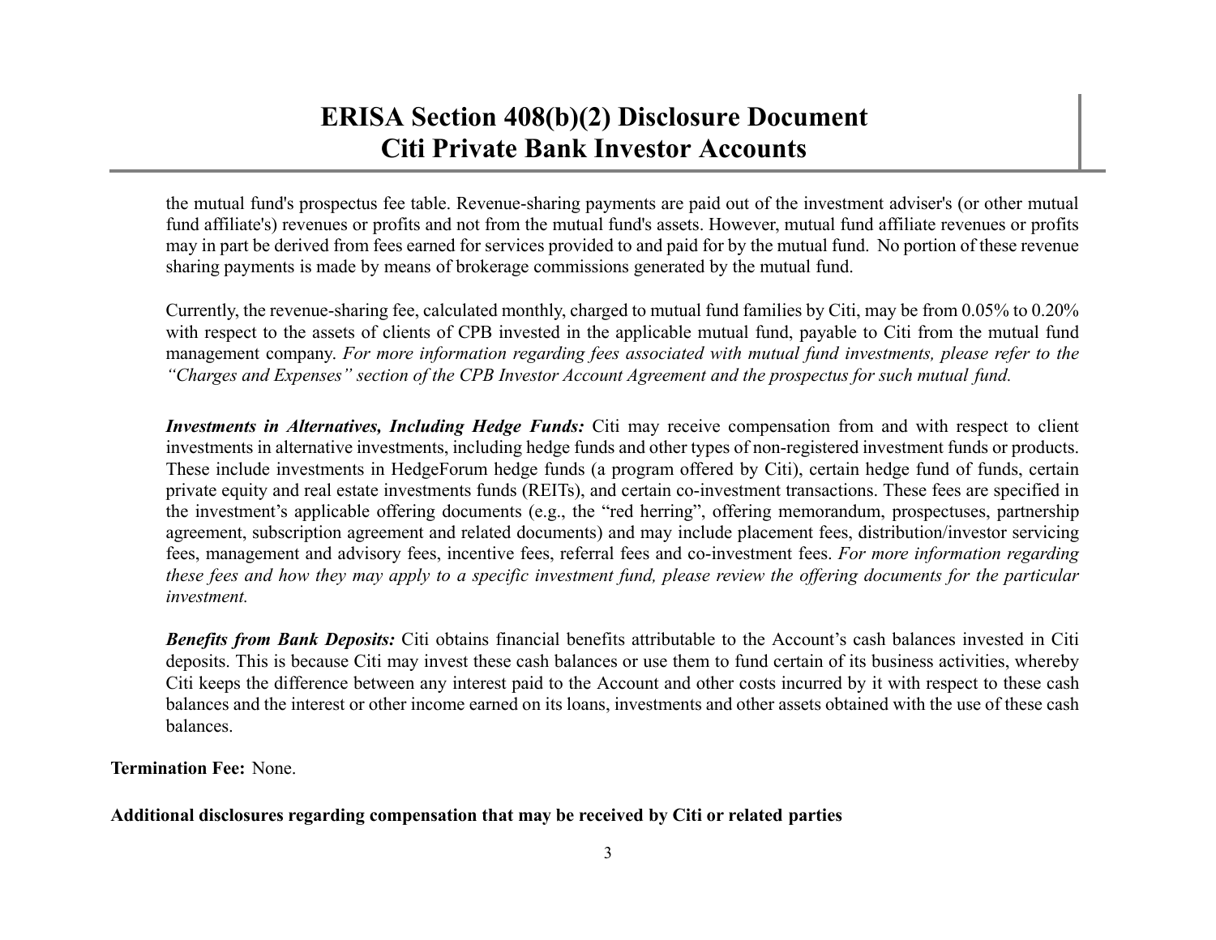the mutual fund's prospectus fee table. Revenue-sharing payments are paid out of the investment adviser's (or other mutual fund affiliate's) revenues or profits and not from the mutual fund's assets. However, mutual fund affiliate revenues or profits may in part be derived from fees earned for services provided to and paid for by the mutual fund. No portion of these revenue sharing payments is made by means of brokerage commissions generated by the mutual fund.

Currently, the revenue-sharing fee, calculated monthly, charged to mutual fund families by Citi, may be from 0.05% to 0.20% with respect to the assets of clients of CPB invested in the applicable mutual fund, payable to Citi from the mutual fund management company. *For more information regarding fees associated with mutual fund investments, please refer to the "Charges and Expenses" section of the CPB Investor Account Agreement and the prospectus for such mutual fund.*

***Investments in Alternatives, Including Hedge Funds:*** Citi may receive compensation from and with respect to client investments in alternative investments, including hedge funds and other types of non-registered investment funds or products. These include investments in HedgeForum hedge funds (a program offered by Citi), certain hedge fund of funds, certain private equity and real estate investments funds (REITs), and certain co-investment transactions. These fees are specified in the investment's applicable offering documents (e.g., the "red herring", offering memorandum, prospectuses, partnership agreement, subscription agreement and related documents) and may include placement fees, distribution/investor servicing fees, management and advisory fees, incentive fees, referral fees and co-investment fees. *For more information regarding these fees and how they may apply to a specific investment fund, please review the offering documents for the particular investment.*

***Benefits from Bank Deposits:*** Citi obtains financial benefits attributable to the Account's cash balances invested in Citi deposits. This is because Citi may invest these cash balances or use them to fund certain of its business activities, whereby Citi keeps the difference between any interest paid to the Account and other costs incurred by it with respect to these cash balances and the interest or other income earned on its loans, investments and other assets obtained with the use of these cash balances.

**Termination Fee:** None.

**Additional disclosures regarding compensation that may be received by Citi or related parties**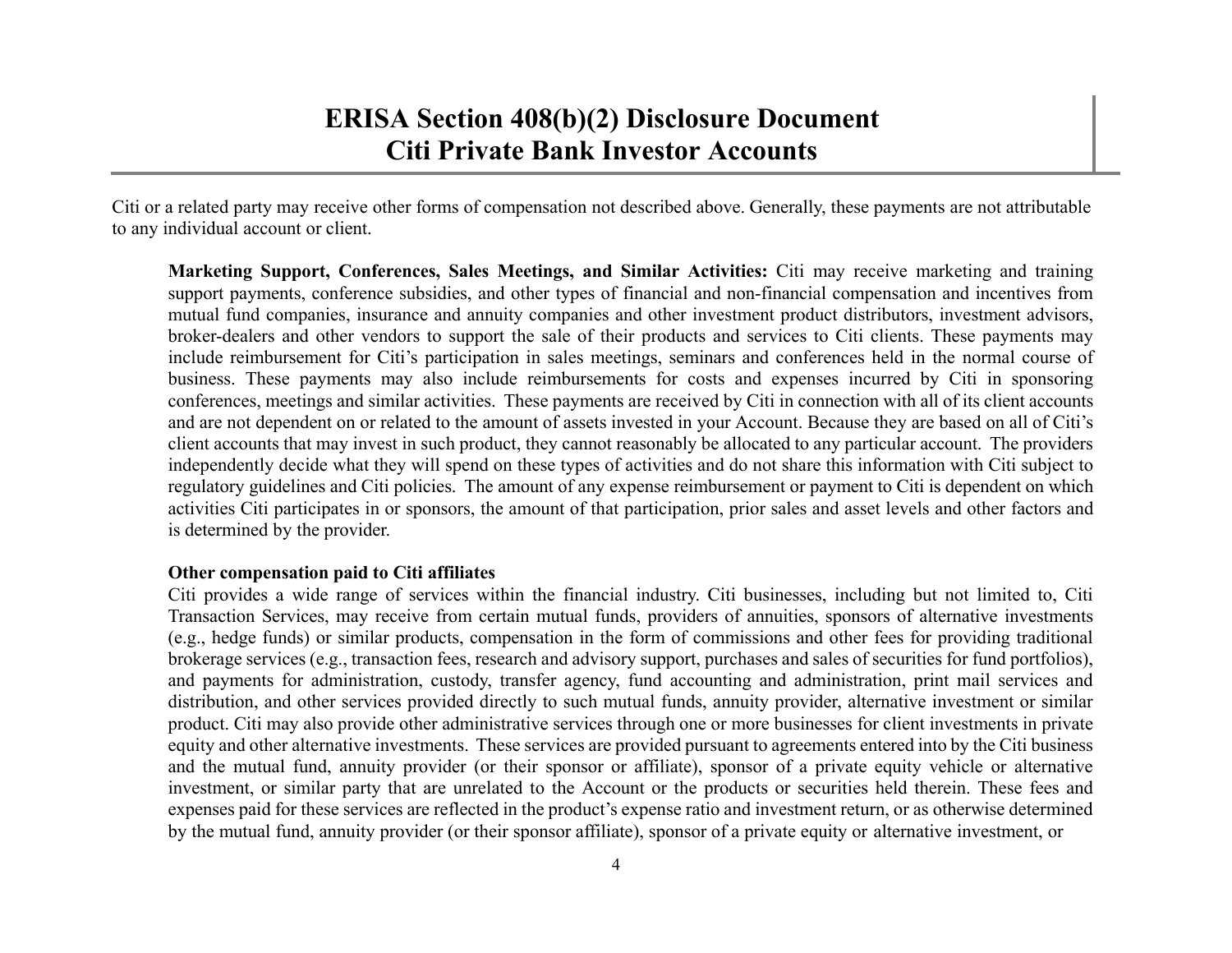Citi or a related party may receive other forms of compensation not described above. Generally, these payments are not attributable to any individual account or client.

**Marketing Support, Conferences, Sales Meetings, and Similar Activities:** Citi may receive marketing and training support payments, conference subsidies, and other types of financial and non-financial compensation and incentives from mutual fund companies, insurance and annuity companies and other investment product distributors, investment advisors, broker-dealers and other vendors to support the sale of their products and services to Citi clients. These payments may include reimbursement for Citi's participation in sales meetings, seminars and conferences held in the normal course of business. These payments may also include reimbursements for costs and expenses incurred by Citi in sponsoring conferences, meetings and similar activities. These payments are received by Citi in connection with all of its client accounts and are not dependent on or related to the amount of assets invested in your Account. Because they are based on all of Citi's client accounts that may invest in such product, they cannot reasonably be allocated to any particular account. The providers independently decide what they will spend on these types of activities and do not share this information with Citi subject to regulatory guidelines and Citi policies. The amount of any expense reimbursement or payment to Citi is dependent on which activities Citi participates in or sponsors, the amount of that participation, prior sales and asset levels and other factors and is determined by the provider.

**Other compensation paid to Citi affiliates**

Citi provides a wide range of services within the financial industry. Citi businesses, including but not limited to, Citi Transaction Services, may receive from certain mutual funds, providers of annuities, sponsors of alternative investments (e.g., hedge funds) or similar products, compensation in the form of commissions and other fees for providing traditional brokerage services (e.g., transaction fees, research and advisory support, purchases and sales of securities for fund portfolios), and payments for administration, custody, transfer agency, fund accounting and administration, print mail services and distribution, and other services provided directly to such mutual funds, annuity provider, alternative investment or similar product. Citi may also provide other administrative services through one or more businesses for client investments in private equity and other alternative investments. These services are provided pursuant to agreements entered into by the Citi business and the mutual fund, annuity provider (or their sponsor or affiliate), sponsor of a private equity vehicle or alternative investment, or similar party that are unrelated to the Account or the products or securities held therein. These fees and expenses paid for these services are reflected in the product's expense ratio and investment return, or as otherwise determined by the mutual fund, annuity provider (or their sponsor affiliate), sponsor of a private equity or alternative investment, or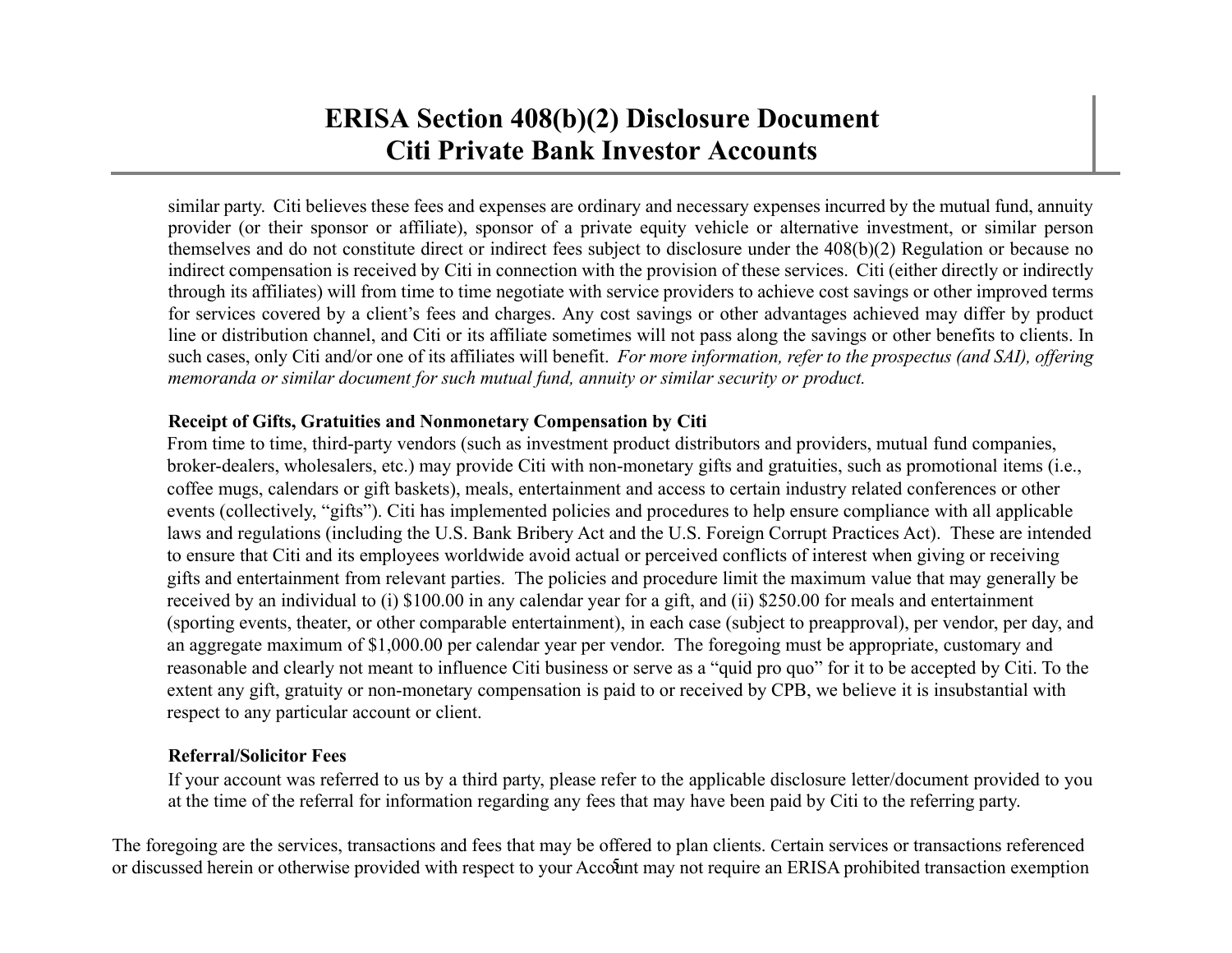similar party. Citi believes these fees and expenses are ordinary and necessary expenses incurred by the mutual fund, annuity provider (or their sponsor or affiliate), sponsor of a private equity vehicle or alternative investment, or similar person themselves and do not constitute direct or indirect fees subject to disclosure under the 408(b)(2) Regulation or because no indirect compensation is received by Citi in connection with the provision of these services. Citi (either directly or indirectly through its affiliates) will from time to time negotiate with service providers to achieve cost savings or other improved terms for services covered by a client's fees and charges. Any cost savings or other advantages achieved may differ by product line or distribution channel, and Citi or its affiliate sometimes will not pass along the savings or other benefits to clients. In such cases, only Citi and/or one of its affiliates will benefit. *For more information, refer to the prospectus (and SAI), offering memoranda or similar document for such mutual fund, annuity or similar security or product.*

**Receipt of Gifts, Gratuities and Nonmonetary Compensation by Citi**

From time to time, third-party vendors (such as investment product distributors and providers, mutual fund companies, broker-dealers, wholesalers, etc.) may provide Citi with non-monetary gifts and gratuities, such as promotional items (i.e., coffee mugs, calendars or gift baskets), meals, entertainment and access to certain industry related conferences or other events (collectively, "gifts"). Citi has implemented policies and procedures to help ensure compliance with all applicable laws and regulations (including the U.S. Bank Bribery Act and the U.S. Foreign Corrupt Practices Act). These are intended to ensure that Citi and its employees worldwide avoid actual or perceived conflicts of interest when giving or receiving gifts and entertainment from relevant parties. The policies and procedure limit the maximum value that may generally be received by an individual to (i) $100.00 in any calendar year for a gift, and (ii) $250.00 for meals and entertainment (sporting events, theater, or other comparable entertainment), in each case (subject to preapproval), per vendor, per day, and an aggregate maximum of $1,000.00 per calendar year per vendor. The foregoing must be appropriate, customary and reasonable and clearly not meant to influence Citi business or serve as a "quid pro quo" for it to be accepted by Citi. To the extent any gift, gratuity or non-monetary compensation is paid to or received by CPB, we believe it is insubstantial with respect to any particular account or client.

**Referral/Solicitor Fees**

If your account was referred to us by a third party, please refer to the applicable disclosure letter/document provided to you at the time of the referral for information regarding any fees that may have been paid by Citi to the referring party.

The foregoing are the services, transactions and fees that may be offered to plan clients. Certain services or transactions referenced or discussed herein or otherwise provided with respect to your Account may not require an ERISA prohibited transaction exemption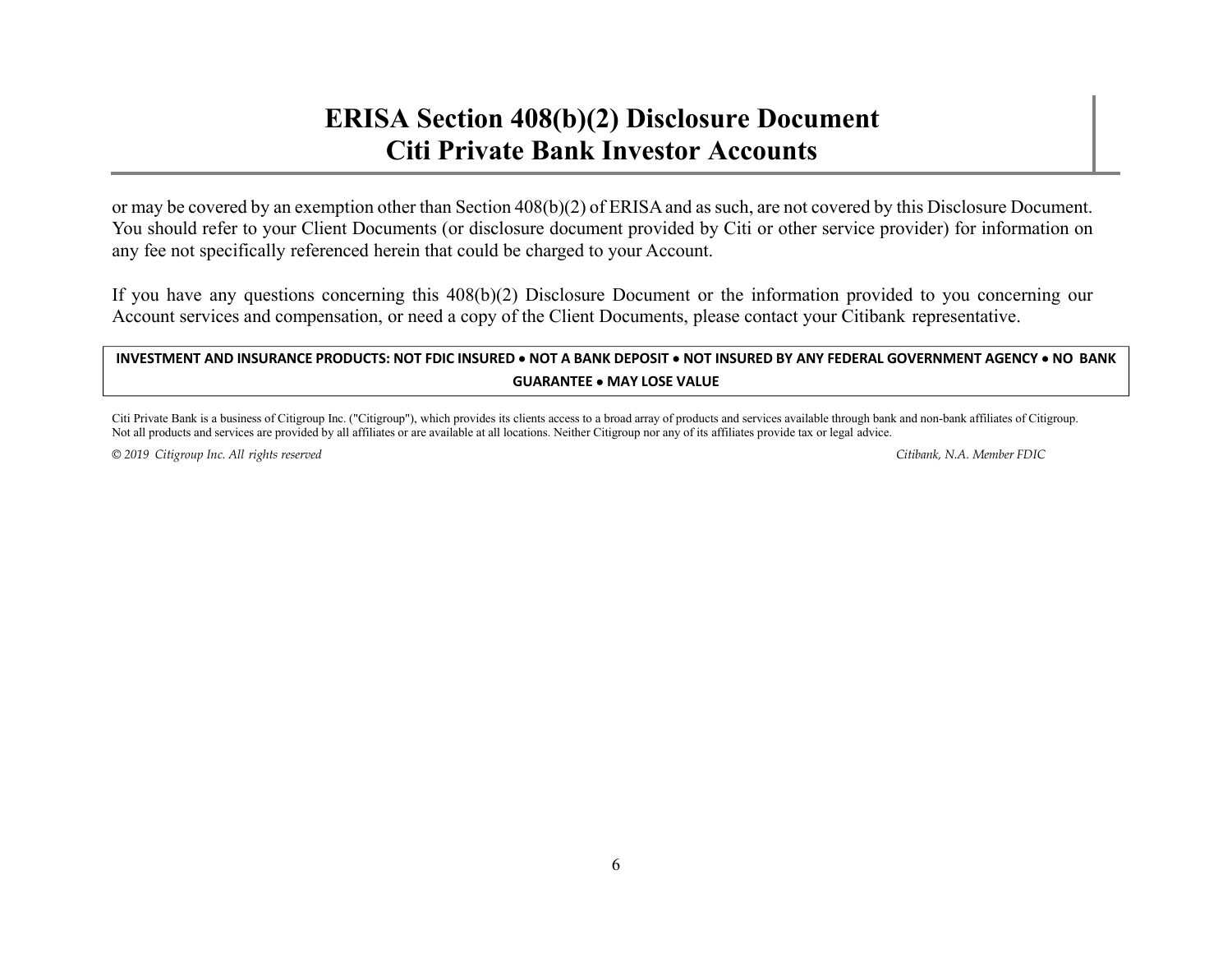or may be covered by an exemption other than Section 408(b)(2) of ERISA and as such, are not covered by this Disclosure Document. You should refer to your Client Documents (or disclosure document provided by Citi or other service provider) for information on any fee not specifically referenced herein that could be charged to your Account.

If you have any questions concerning this 408(b)(2) Disclosure Document or the information provided to you concerning our Account services and compensation, or need a copy of the Client Documents, please contact your Citibank representative.

**INVESTMENT AND INSURANCE PRODUCTS: NOT FDIC INSURED • NOT A BANK DEPOSIT • NOT INSURED BY ANY FEDERAL GOVERNMENT AGENCY • NO BANK GUARANTEE • MAY LOSE VALUE**

Citi Private Bank is a business of Citigroup Inc. ("Citigroup"), which provides its clients access to a broad array of products and services available through bank and non-bank affiliates of Citigroup. Not all products and services are provided by all affiliates or are available at all locations. Neither Citigroup nor any of its affiliates provide tax or legal advice.

*© 2019 Citigroup Inc. All rights reserved*

*Citibank, N.A. Member FDIC*